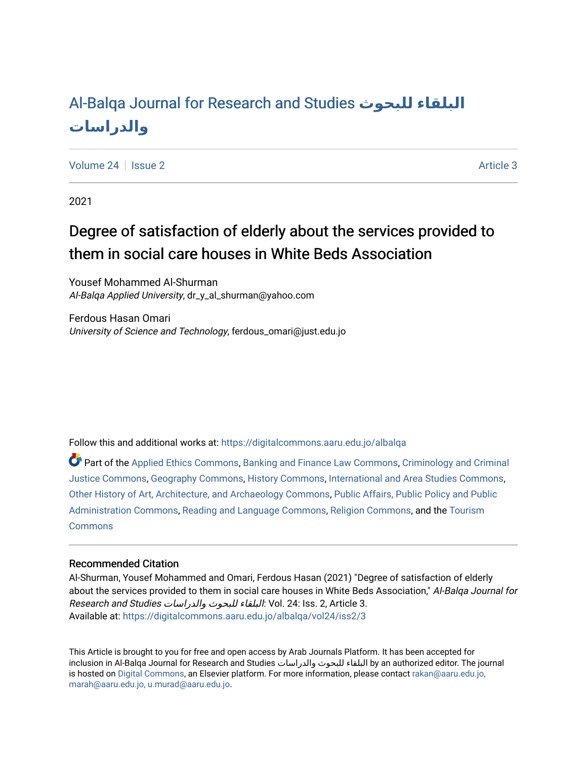# Al-Balqa Journal for Research and Studies البلقاء للبحوث والدراسات

Volume 24 | Issue 2 | Article 3

2021

## Degree of satisfaction of elderly about the services provided to them in social care houses in White Beds Association

Yousef Mohammed Al-Shurman
*Al-Balqa Applied University*, dr_y_al_shurman@yahoo.com

Ferdous Hasan Omari
*University of Science and Technology*, ferdous_omari@just.edu.jo

Follow this and additional works at: https://digitalcommons.aaru.edu.jo/albalqa

Part of the Applied Ethics Commons, Banking and Finance Law Commons, Criminology and Criminal Justice Commons, Geography Commons, History Commons, International and Area Studies Commons, Other History of Art, Architecture, and Archaeology Commons, Public Affairs, Public Policy and Public Administration Commons, Reading and Language Commons, Religion Commons, and the Tourism Commons

### Recommended Citation

Al-Shurman, Yousef Mohammed and Omari, Ferdous Hasan (2021) "Degree of satisfaction of elderly about the services provided to them in social care houses in White Beds Association," *Al-Balqa Journal for Research and Studies البلقاء للبحوث والدراسات*: Vol. 24: Iss. 2, Article 3.
Available at: https://digitalcommons.aaru.edu.jo/albalqa/vol24/iss2/3

This Article is brought to you for free and open access by Arab Journals Platform. It has been accepted for inclusion in Al-Balqa Journal for Research and Studies البلقاء للبحوث والدراسات by an authorized editor. The journal is hosted on Digital Commons, an Elsevier platform. For more information, please contact rakan@aaru.edu.jo, marah@aaru.edu.jo, u.murad@aaru.edu.jo.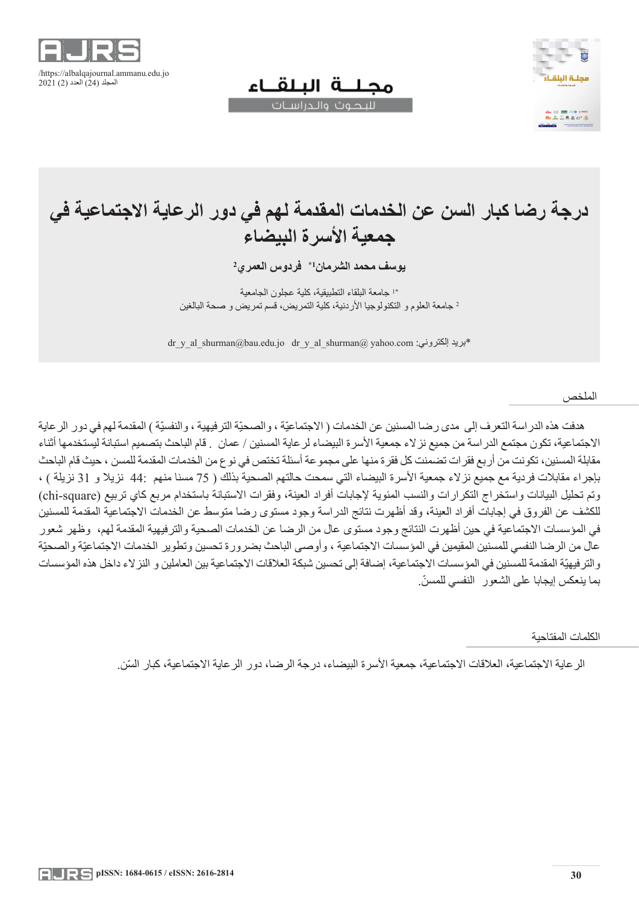# درجة رضا كبار السن عن الخدمات المقدمة لهم في دور الرعاية الاجتماعية في جمعية الأسرة البيضاء

**يوسف محمد الشرمان[1]* فردوس العمري[2]**

[1]* جامعة البلقاء التطبيقية، كلية عجلون الجامعية

[2] جامعة العلوم و التكنولوجيا الأردنية، كلية التمريض، قسم تمريض و صحة البالغين

*بريد إلكتروني: dr_y_al_shurman@bau.edu.jo dr_y_al_shurman@ yahoo.com

## الملخص

هدفت هذه الدراسة التعرف إلى مدى رضا المسنين عن الخدمات ( الاجتماعيّة ، والصحيّة الترفيهية ، والنفسيّة ) المقدمة لهم في دور الرعاية الاجتماعية، تكون مجتمع الدراسة من جميع نزلاء جمعية الأسرة البيضاء لرعاية المسنين / عمان . قام الباحث بتصميم استبانة ليستخدمها أثناء مقابلة المسنين، تكونت من أربع فقرات تضمنت كل فقرة منها على مجموعة أسئلة تختص في نوع من الخدمات المقدمة للمسن ، حيث قام الباحث بإجراء مقابلات فردية مع جميع نزلاء جمعية الأسرة البيضاء التي سمحت حالتهم الصحية بذلك ( 75 مسنا منهم :44 نزيلا و 31 نزيلة ) ، وتم تحليل البيانات واستخراج التكرارات والنسب المئوية لإجابات أفراد العينة، وفقرات الاستبانة باستخدام مربع كاي تربيع (chi-square) للكشف عن الفروق في إجابات أفراد العينة، وقد أظهرت نتائج الدراسة وجود مستوى رضا متوسط عن الخدمات الاجتماعية المقدمة للمسنين في المؤسسات الاجتماعية في حين أظهرت النتائج وجود مستوى عال من الرضا عن الخدمات الصحية والترفيهية المقدمة لهم، وظهر شعور عال من الرضا النفسي للمسنين المقيمين في المؤسسات الاجتماعية ، وأوصى الباحث بضرورة تحسين وتطوير الخدمات الاجتماعيّة والصحيّة والترفيهيّة المقدمة للمسنين في المؤسسات الاجتماعية، إضافة إلى تحسين شبكة العلاقات الاجتماعية بين العاملين و النزلاء داخل هذه المؤسسات بما ينعكس إيجابا على الشعور النفسي للمسنّ.

## الكلمات المفتاحية

الرعاية الاجتماعية، العلاقات الاجتماعية، جمعية الأسرة البيضاء، درجة الرضا، دور الرعاية الاجتماعية، كبار السّن.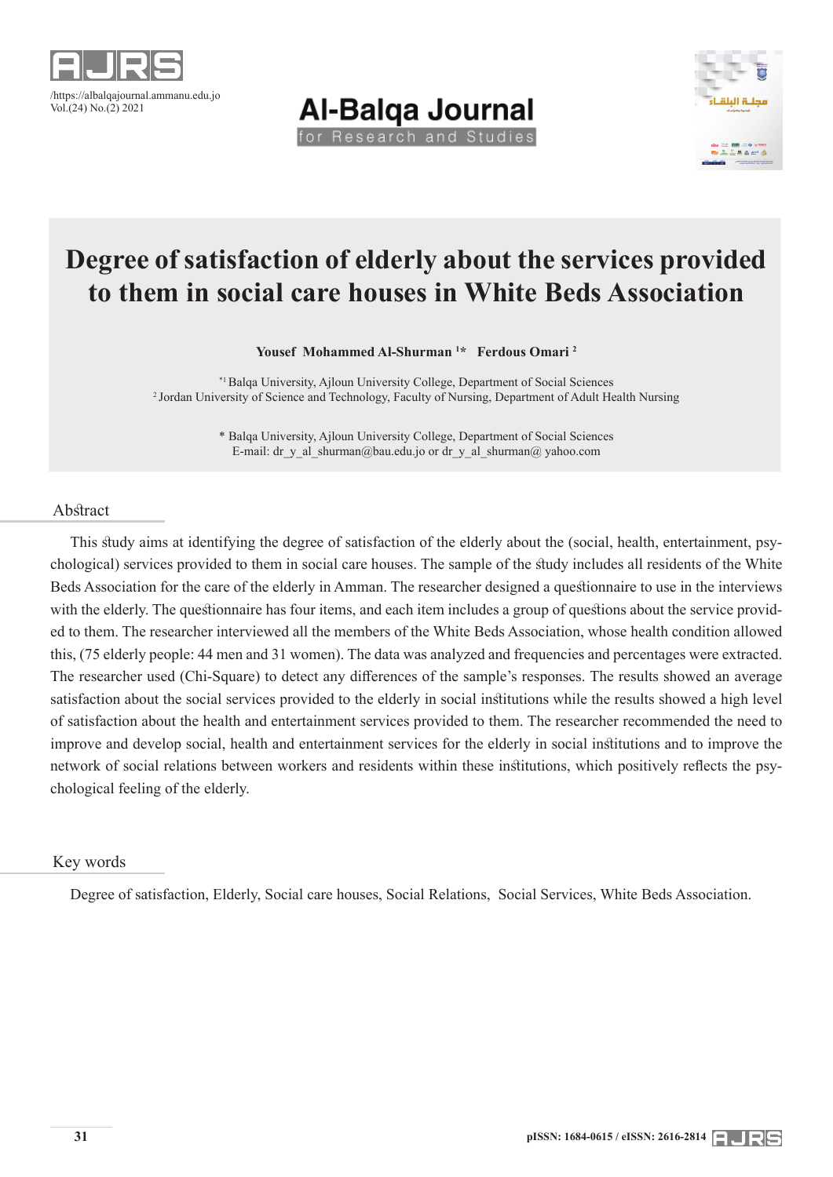# Degree of satisfaction of elderly about the services provided to them in social care houses in White Beds Association

**Yousef Mohammed Al-Shurman [1*] Ferdous Omari [2]**

[*1] Balqa University, Ajloun University College, Department of Social Sciences
[2] Jordan University of Science and Technology, Faculty of Nursing, Department of Adult Health Nursing

\* Balqa University, Ajloun University College, Department of Social Sciences
E-mail: dr_y_al_shurman@bau.edu.jo or dr_y_al_shurman@ yahoo.com

## Abstract

This study aims at identifying the degree of satisfaction of the elderly about the (social, health, entertainment, psychological) services provided to them in social care houses. The sample of the study includes all residents of the White Beds Association for the care of the elderly in Amman. The researcher designed a questionnaire to use in the interviews with the elderly. The questionnaire has four items, and each item includes a group of questions about the service provided to them. The researcher interviewed all the members of the White Beds Association, whose health condition allowed this, (75 elderly people: 44 men and 31 women). The data was analyzed and frequencies and percentages were extracted. The researcher used (Chi-Square) to detect any differences of the sample's responses. The results showed an average satisfaction about the social services provided to the elderly in social institutions while the results showed a high level of satisfaction about the health and entertainment services provided to them. The researcher recommended the need to improve and develop social, health and entertainment services for the elderly in social institutions and to improve the network of social relations between workers and residents within these institutions, which positively reflects the psychological feeling of the elderly.

## Key words

Degree of satisfaction, Elderly, Social care houses, Social Relations, Social Services, White Beds Association.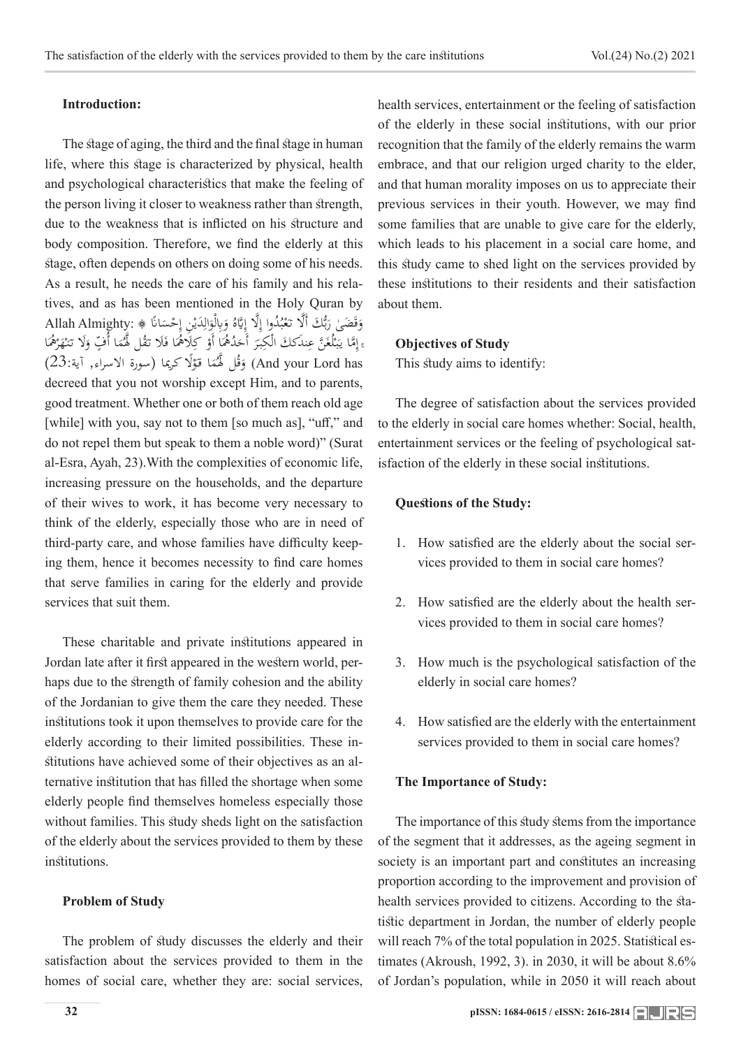**Introduction:**

The stage of aging, the third and the final stage in human life, where this stage is characterized by physical, health and psychological characteristics that make the feeling of the person living it closer to weakness rather than strength, due to the weakness that is inflicted on his structure and body composition. Therefore, we find the elderly at this stage, often depends on others on doing some of his needs. As a result, he needs the care of his family and his relatives, and as has been mentioned in the Holy Quran by Allah Almighty: ﴿ وَقَضَىٰ رَبُّكَ أَلَّا تَعْبُدُوا إِلَّا إِيَّاهُ وَبِالْوَالِدَيْنِ إِحْسَانًا ۚ إِمَّا يَبْلُغَنَّ عِندَكَ الْكِبَرَ أَحَدُهُمَا أَوْ كِلَاهُمَا فَلَا تَقُل لَّهُمَا أُفٍّ وَلَا تَنْهَرْهُمَا وَقُل لَّهُمَا قَوْلًا كَرِيمًا (سورة الاسراء, آية:23) (And your Lord has decreed that you not worship except Him, and to parents, good treatment. Whether one or both of them reach old age [while] with you, say not to them [so much as], "uff," and do not repel them but speak to them a noble word)" (Surat al-Esra, Ayah, 23).With the complexities of economic life, increasing pressure on the households, and the departure of their wives to work, it has become very necessary to think of the elderly, especially those who are in need of third-party care, and whose families have difficulty keeping them, hence it becomes necessity to find care homes that serve families in caring for the elderly and provide services that suit them.

These charitable and private institutions appeared in Jordan late after it first appeared in the western world, perhaps due to the strength of family cohesion and the ability of the Jordanian to give them the care they needed. These institutions took it upon themselves to provide care for the elderly according to their limited possibilities. These institutions have achieved some of their objectives as an alternative institution that has filled the shortage when some elderly people find themselves homeless especially those without families. This study sheds light on the satisfaction of the elderly about the services provided to them by these institutions.

**Problem of Study**

The problem of study discusses the elderly and their satisfaction about the services provided to them in the homes of social care, whether they are: social services, health services, entertainment or the feeling of satisfaction of the elderly in these social institutions, with our prior recognition that the family of the elderly remains the warm embrace, and that our religion urged charity to the elder, and that human morality imposes on us to appreciate their previous services in their youth. However, we may find some families that are unable to give care for the elderly, which leads to his placement in a social care home, and this study came to shed light on the services provided by these institutions to their residents and their satisfaction about them.

**Objectives of Study**

This study aims to identify:

The degree of satisfaction about the services provided to the elderly in social care homes whether: Social, health, entertainment services or the feeling of psychological satisfaction of the elderly in these social institutions.

**Questions of the Study:**

1. How satisfied are the elderly about the social services provided to them in social care homes?
2. How satisfied are the elderly about the health services provided to them in social care homes?
3. How much is the psychological satisfaction of the elderly in social care homes?
4. How satisfied are the elderly with the entertainment services provided to them in social care homes?

**The Importance of Study:**

The importance of this study stems from the importance of the segment that it addresses, as the ageing segment in society is an important part and constitutes an increasing proportion according to the improvement and provision of health services provided to citizens. According to the statistic department in Jordan, the number of elderly people will reach 7% of the total population in 2025. Statistical estimates (Akroush, 1992, 3). in 2030, it will be about 8.6% of Jordan's population, while in 2050 it will reach about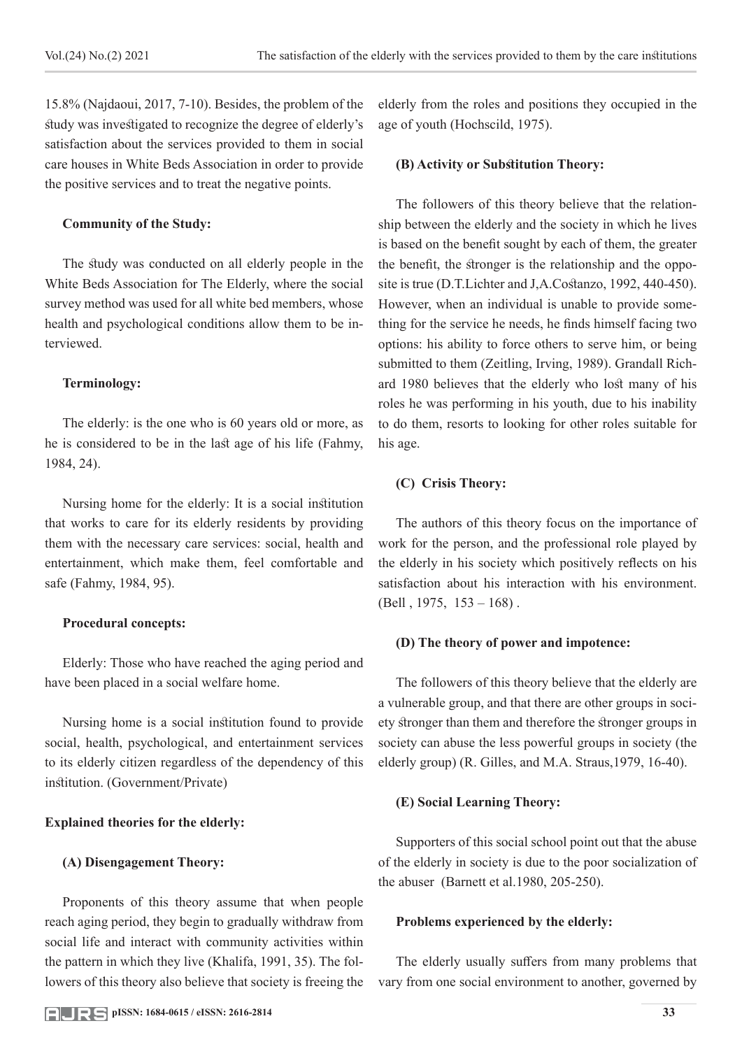15.8% (Najdaoui, 2017, 7-10). Besides, the problem of the study was investigated to recognize the degree of elderly's satisfaction about the services provided to them in social care houses in White Beds Association in order to provide the positive services and to treat the negative points.

**Community of the Study:**

The study was conducted on all elderly people in the White Beds Association for The Elderly, where the social survey method was used for all white bed members, whose health and psychological conditions allow them to be interviewed.

**Terminology:**

The elderly: is the one who is 60 years old or more, as he is considered to be in the last age of his life (Fahmy, 1984, 24).

Nursing home for the elderly: It is a social institution that works to care for its elderly residents by providing them with the necessary care services: social, health and entertainment, which make them, feel comfortable and safe (Fahmy, 1984, 95).

**Procedural concepts:**

Elderly: Those who have reached the aging period and have been placed in a social welfare home.

Nursing home is a social institution found to provide social, health, psychological, and entertainment services to its elderly citizen regardless of the dependency of this institution. (Government/Private)

**Explained theories for the elderly:**

**(A) Disengagement Theory:**

Proponents of this theory assume that when people reach aging period, they begin to gradually withdraw from social life and interact with community activities within the pattern in which they live (Khalifa, 1991, 35). The followers of this theory also believe that society is freeing the elderly from the roles and positions they occupied in the age of youth (Hochscild, 1975).

**(B) Activity or Substitution Theory:**

The followers of this theory believe that the relationship between the elderly and the society in which he lives is based on the benefit sought by each of them, the greater the benefit, the stronger is the relationship and the opposite is true (D.T.Lichter and J,A.Costanzo, 1992, 440-450). However, when an individual is unable to provide something for the service he needs, he finds himself facing two options: his ability to force others to serve him, or being submitted to them (Zeitling, Irving, 1989). Grandall Richard 1980 believes that the elderly who lost many of his roles he was performing in his youth, due to his inability to do them, resorts to looking for other roles suitable for his age.

**(C) Crisis Theory:**

The authors of this theory focus on the importance of work for the person, and the professional role played by the elderly in his society which positively reflects on his satisfaction about his interaction with his environment. (Bell , 1975, 153 – 168) .

**(D) The theory of power and impotence:**

The followers of this theory believe that the elderly are a vulnerable group, and that there are other groups in society stronger than them and therefore the stronger groups in society can abuse the less powerful groups in society (the elderly group) (R. Gilles, and M.A. Straus,1979, 16-40).

**(E) Social Learning Theory:**

Supporters of this social school point out that the abuse of the elderly in society is due to the poor socialization of the abuser (Barnett et al.1980, 205-250).

**Problems experienced by the elderly:**

The elderly usually suffers from many problems that vary from one social environment to another, governed by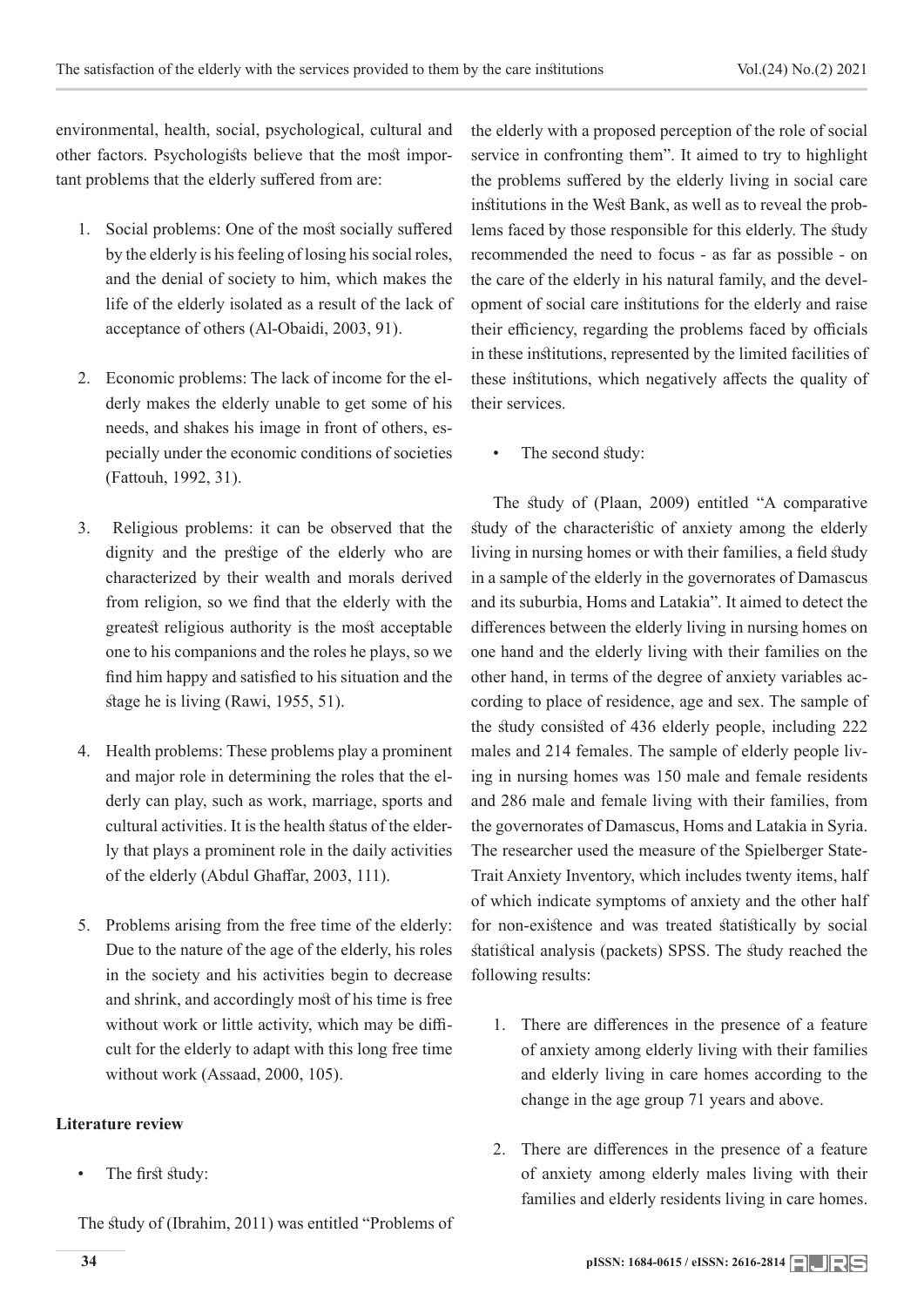environmental, health, social, psychological, cultural and other factors. Psychologists believe that the most important problems that the elderly suffered from are:

1. Social problems: One of the most socially suffered by the elderly is his feeling of losing his social roles, and the denial of society to him, which makes the life of the elderly isolated as a result of the lack of acceptance of others (Al-Obaidi, 2003, 91).

2. Economic problems: The lack of income for the elderly makes the elderly unable to get some of his needs, and shakes his image in front of others, especially under the economic conditions of societies (Fattouh, 1992, 31).

3. Religious problems: it can be observed that the dignity and the prestige of the elderly who are characterized by their wealth and morals derived from religion, so we find that the elderly with the greatest religious authority is the most acceptable one to his companions and the roles he plays, so we find him happy and satisfied to his situation and the stage he is living (Rawi, 1955, 51).

4. Health problems: These problems play a prominent and major role in determining the roles that the elderly can play, such as work, marriage, sports and cultural activities. It is the health status of the elderly that plays a prominent role in the daily activities of the elderly (Abdul Ghaffar, 2003, 111).

5. Problems arising from the free time of the elderly: Due to the nature of the age of the elderly, his roles in the society and his activities begin to decrease and shrink, and accordingly most of his time is free without work or little activity, which may be difficult for the elderly to adapt with this long free time without work (Assaad, 2000, 105).

**Literature review**

- The first study:

The study of (Ibrahim, 2011) was entitled "Problems of the elderly with a proposed perception of the role of social service in confronting them". It aimed to try to highlight the problems suffered by the elderly living in social care institutions in the West Bank, as well as to reveal the problems faced by those responsible for this elderly. The study recommended the need to focus - as far as possible - on the care of the elderly in his natural family, and the development of social care institutions for the elderly and raise their efficiency, regarding the problems faced by officials in these institutions, represented by the limited facilities of these institutions, which negatively affects the quality of their services.

- The second study:

The study of (Plaan, 2009) entitled "A comparative study of the characteristic of anxiety among the elderly living in nursing homes or with their families, a field study in a sample of the elderly in the governorates of Damascus and its suburbia, Homs and Latakia". It aimed to detect the differences between the elderly living in nursing homes on one hand and the elderly living with their families on the other hand, in terms of the degree of anxiety variables according to place of residence, age and sex. The sample of the study consisted of 436 elderly people, including 222 males and 214 females. The sample of elderly people living in nursing homes was 150 male and female residents and 286 male and female living with their families, from the governorates of Damascus, Homs and Latakia in Syria. The researcher used the measure of the Spielberger State-Trait Anxiety Inventory, which includes twenty items, half of which indicate symptoms of anxiety and the other half for non-existence and was treated statistically by social statistical analysis (packets) SPSS. The study reached the following results:

1. There are differences in the presence of a feature of anxiety among elderly living with their families and elderly living in care homes according to the change in the age group 71 years and above.

2. There are differences in the presence of a feature of anxiety among elderly males living with their families and elderly residents living in care homes.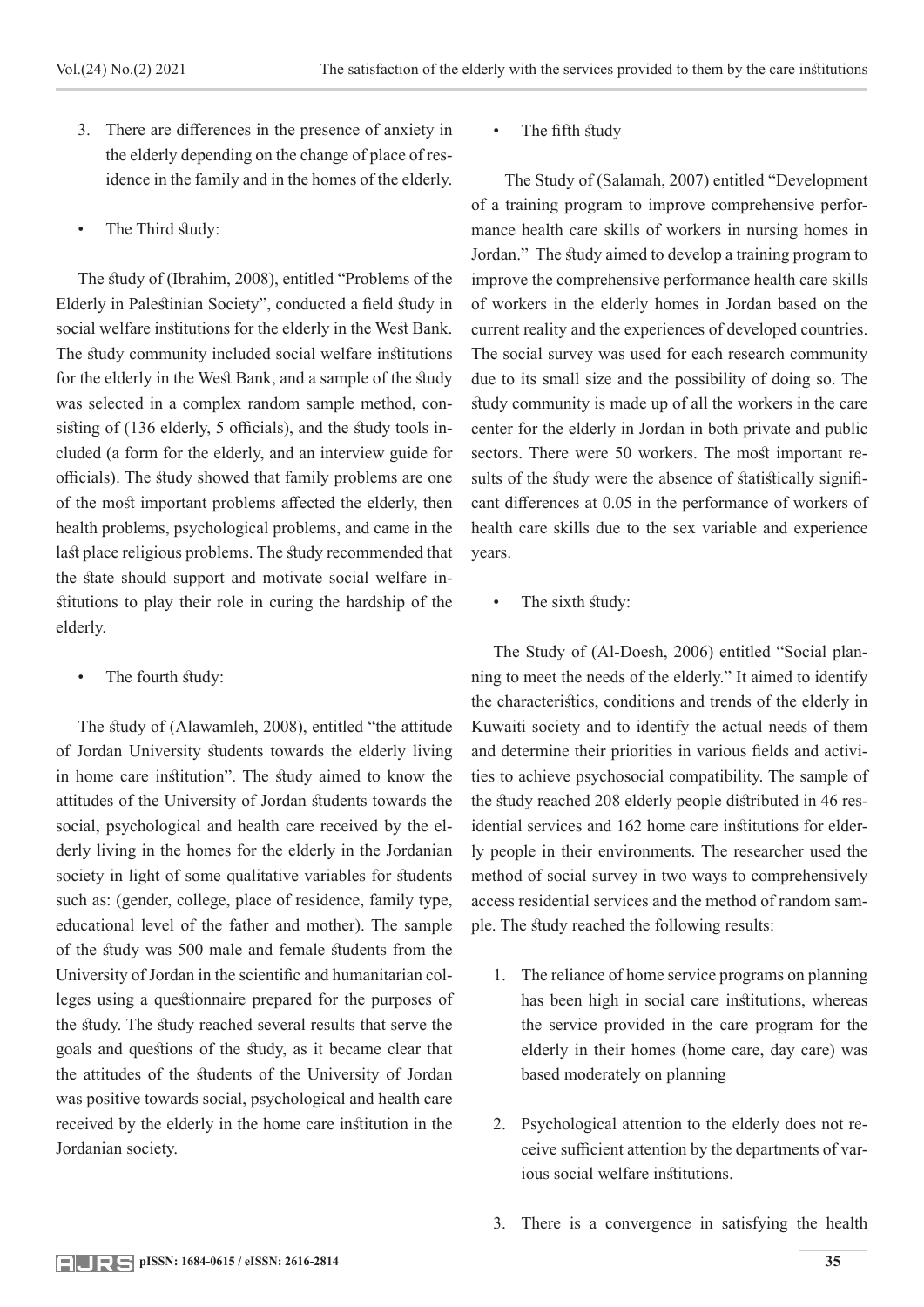3. There are differences in the presence of anxiety in the elderly depending on the change of place of residence in the family and in the homes of the elderly.

- The Third study:

The study of (Ibrahim, 2008), entitled "Problems of the Elderly in Palestinian Society", conducted a field study in social welfare institutions for the elderly in the West Bank. The study community included social welfare institutions for the elderly in the West Bank, and a sample of the study was selected in a complex random sample method, consisting of (136 elderly, 5 officials), and the study tools included (a form for the elderly, and an interview guide for officials). The study showed that family problems are one of the most important problems affected the elderly, then health problems, psychological problems, and came in the last place religious problems. The study recommended that the state should support and motivate social welfare institutions to play their role in curing the hardship of the elderly.

- The fourth study:

The study of (Alawamleh, 2008), entitled "the attitude of Jordan University students towards the elderly living in home care institution". The study aimed to know the attitudes of the University of Jordan students towards the social, psychological and health care received by the elderly living in the homes for the elderly in the Jordanian society in light of some qualitative variables for students such as: (gender, college, place of residence, family type, educational level of the father and mother). The sample of the study was 500 male and female students from the University of Jordan in the scientific and humanitarian colleges using a questionnaire prepared for the purposes of the study. The study reached several results that serve the goals and questions of the study, as it became clear that the attitudes of the students of the University of Jordan was positive towards social, psychological and health care received by the elderly in the home care institution in the Jordanian society.

- The fifth study

The Study of (Salamah, 2007) entitled "Development of a training program to improve comprehensive performance health care skills of workers in nursing homes in Jordan." The study aimed to develop a training program to improve the comprehensive performance health care skills of workers in the elderly homes in Jordan based on the current reality and the experiences of developed countries. The social survey was used for each research community due to its small size and the possibility of doing so. The study community is made up of all the workers in the care center for the elderly in Jordan in both private and public sectors. There were 50 workers. The most important results of the study were the absence of statistically significant differences at 0.05 in the performance of workers of health care skills due to the sex variable and experience years.

- The sixth study:

The Study of (Al-Doesh, 2006) entitled "Social planning to meet the needs of the elderly." It aimed to identify the characteristics, conditions and trends of the elderly in Kuwaiti society and to identify the actual needs of them and determine their priorities in various fields and activities to achieve psychosocial compatibility. The sample of the study reached 208 elderly people distributed in 46 residential services and 162 home care institutions for elderly people in their environments. The researcher used the method of social survey in two ways to comprehensively access residential services and the method of random sample. The study reached the following results:

1. The reliance of home service programs on planning has been high in social care institutions, whereas the service provided in the care program for the elderly in their homes (home care, day care) was based moderately on planning

2. Psychological attention to the elderly does not receive sufficient attention by the departments of various social welfare institutions.

3. There is a convergence in satisfying the health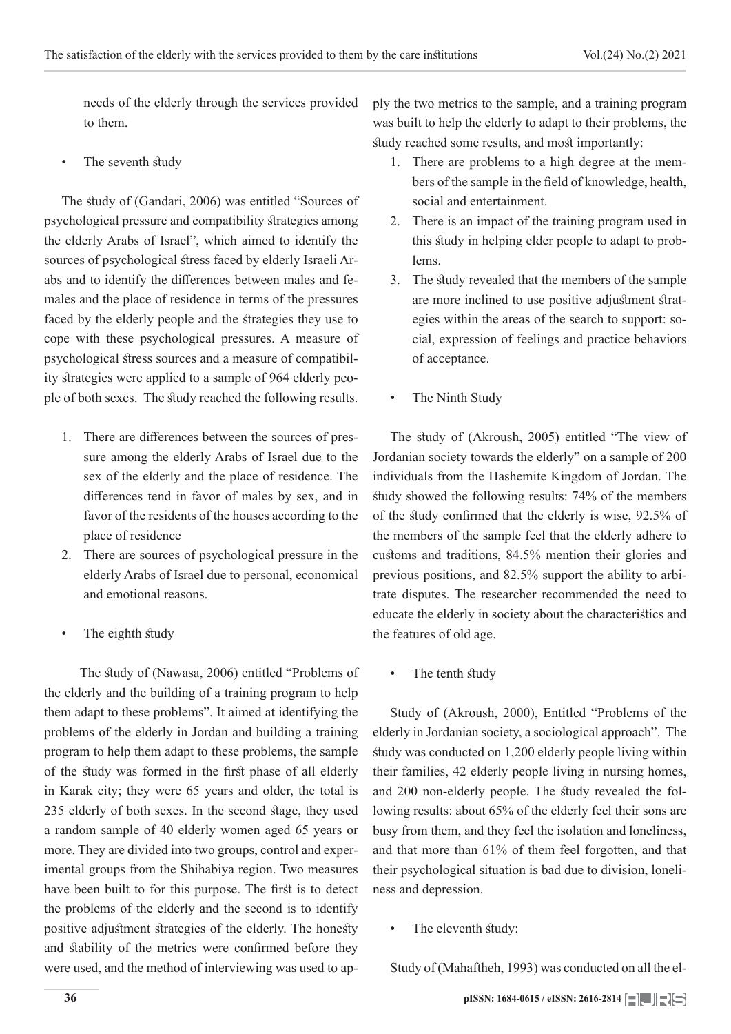needs of the elderly through the services provided to them.

- The seventh study

The study of (Gandari, 2006) was entitled "Sources of psychological pressure and compatibility strategies among the elderly Arabs of Israel", which aimed to identify the sources of psychological stress faced by elderly Israeli Arabs and to identify the differences between males and females and the place of residence in terms of the pressures faced by the elderly people and the strategies they use to cope with these psychological pressures. A measure of psychological stress sources and a measure of compatibility strategies were applied to a sample of 964 elderly people of both sexes. The study reached the following results.

1. There are differences between the sources of pressure among the elderly Arabs of Israel due to the sex of the elderly and the place of residence. The differences tend in favor of males by sex, and in favor of the residents of the houses according to the place of residence
2. There are sources of psychological pressure in the elderly Arabs of Israel due to personal, economical and emotional reasons.

- The eighth study

The study of (Nawasa, 2006) entitled "Problems of the elderly and the building of a training program to help them adapt to these problems". It aimed at identifying the problems of the elderly in Jordan and building a training program to help them adapt to these problems, the sample of the study was formed in the first phase of all elderly in Karak city; they were 65 years and older, the total is 235 elderly of both sexes. In the second stage, they used a random sample of 40 elderly women aged 65 years or more. They are divided into two groups, control and experimental groups from the Shihabiya region. Two measures have been built to for this purpose. The first is to detect the problems of the elderly and the second is to identify positive adjustment strategies of the elderly. The honesty and stability of the metrics were confirmed before they were used, and the method of interviewing was used to apply the two metrics to the sample, and a training program was built to help the elderly to adapt to their problems, the study reached some results, and most importantly:

1. There are problems to a high degree at the members of the sample in the field of knowledge, health, social and entertainment.
2. There is an impact of the training program used in this study in helping elder people to adapt to problems.
3. The study revealed that the members of the sample are more inclined to use positive adjustment strategies within the areas of the search to support: social, expression of feelings and practice behaviors of acceptance.

- The Ninth Study

The study of (Akroush, 2005) entitled "The view of Jordanian society towards the elderly" on a sample of 200 individuals from the Hashemite Kingdom of Jordan. The study showed the following results: 74% of the members of the study confirmed that the elderly is wise, 92.5% of the members of the sample feel that the elderly adhere to customs and traditions, 84.5% mention their glories and previous positions, and 82.5% support the ability to arbitrate disputes. The researcher recommended the need to educate the elderly in society about the characteristics and the features of old age.

- The tenth study

Study of (Akroush, 2000), Entitled "Problems of the elderly in Jordanian society, a sociological approach". The study was conducted on 1,200 elderly people living within their families, 42 elderly people living in nursing homes, and 200 non-elderly people. The study revealed the following results: about 65% of the elderly feel their sons are busy from them, and they feel the isolation and loneliness, and that more than 61% of them feel forgotten, and that their psychological situation is bad due to division, loneliness and depression.

- The eleventh study:

Study of (Mahaftheh, 1993) was conducted on all the el-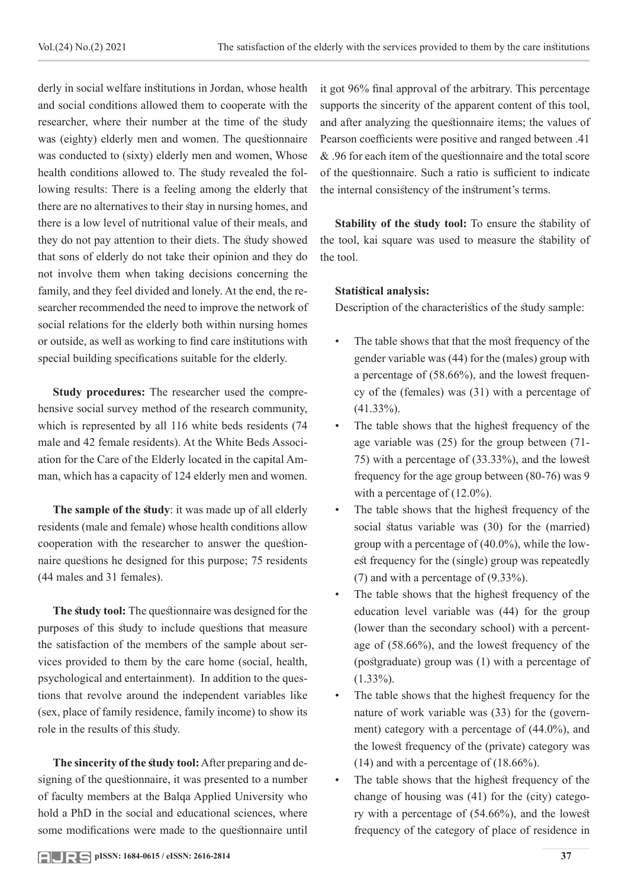derly in social welfare institutions in Jordan, whose health and social conditions allowed them to cooperate with the researcher, where their number at the time of the study was (eighty) elderly men and women. The questionnaire was conducted to (sixty) elderly men and women, Whose health conditions allowed to. The study revealed the following results: There is a feeling among the elderly that there are no alternatives to their stay in nursing homes, and there is a low level of nutritional value of their meals, and they do not pay attention to their diets. The study showed that sons of elderly do not take their opinion and they do not involve them when taking decisions concerning the family, and they feel divided and lonely. At the end, the researcher recommended the need to improve the network of social relations for the elderly both within nursing homes or outside, as well as working to find care institutions with special building specifications suitable for the elderly.

**Study procedures:** The researcher used the comprehensive social survey method of the research community, which is represented by all 116 white beds residents (74 male and 42 female residents). At the White Beds Association for the Care of the Elderly located in the capital Amman, which has a capacity of 124 elderly men and women.

**The sample of the study**: it was made up of all elderly residents (male and female) whose health conditions allow cooperation with the researcher to answer the questionnaire questions he designed for this purpose; 75 residents (44 males and 31 females).

**The study tool:** The questionnaire was designed for the purposes of this study to include questions that measure the satisfaction of the members of the sample about services provided to them by the care home (social, health, psychological and entertainment). In addition to the questions that revolve around the independent variables like (sex, place of family residence, family income) to show its role in the results of this study.

**The sincerity of the study tool:** After preparing and designing of the questionnaire, it was presented to a number of faculty members at the Balqa Applied University who hold a PhD in the social and educational sciences, where some modifications were made to the questionnaire until it got 96% final approval of the arbitrary. This percentage supports the sincerity of the apparent content of this tool, and after analyzing the questionnaire items; the values of Pearson coefficients were positive and ranged between .41 & .96 for each item of the questionnaire and the total score of the questionnaire. Such a ratio is sufficient to indicate the internal consistency of the instrument's terms.

**Stability of the study tool:** To ensure the stability of the tool, kai square was used to measure the stability of the tool.

**Statistical analysis:**

Description of the characteristics of the study sample:

- The table shows that that the most frequency of the gender variable was (44) for the (males) group with a percentage of (58.66%), and the lowest frequency of the (females) was (31) with a percentage of (41.33%).
- The table shows that the highest frequency of the age variable was (25) for the group between (71-75) with a percentage of (33.33%), and the lowest frequency for the age group between (80-76) was 9 with a percentage of (12.0%).
- The table shows that the highest frequency of the social status variable was (30) for the (married) group with a percentage of (40.0%), while the lowest frequency for the (single) group was repeatedly (7) and with a percentage of (9.33%).
- The table shows that the highest frequency of the education level variable was (44) for the group (lower than the secondary school) with a percentage of (58.66%), and the lowest frequency of the (postgraduate) group was (1) with a percentage of (1.33%).
- The table shows that the highest frequency for the nature of work variable was (33) for the (government) category with a percentage of (44.0%), and the lowest frequency of the (private) category was (14) and with a percentage of (18.66%).
- The table shows that the highest frequency of the change of housing was (41) for the (city) category with a percentage of (54.66%), and the lowest frequency of the category of place of residence in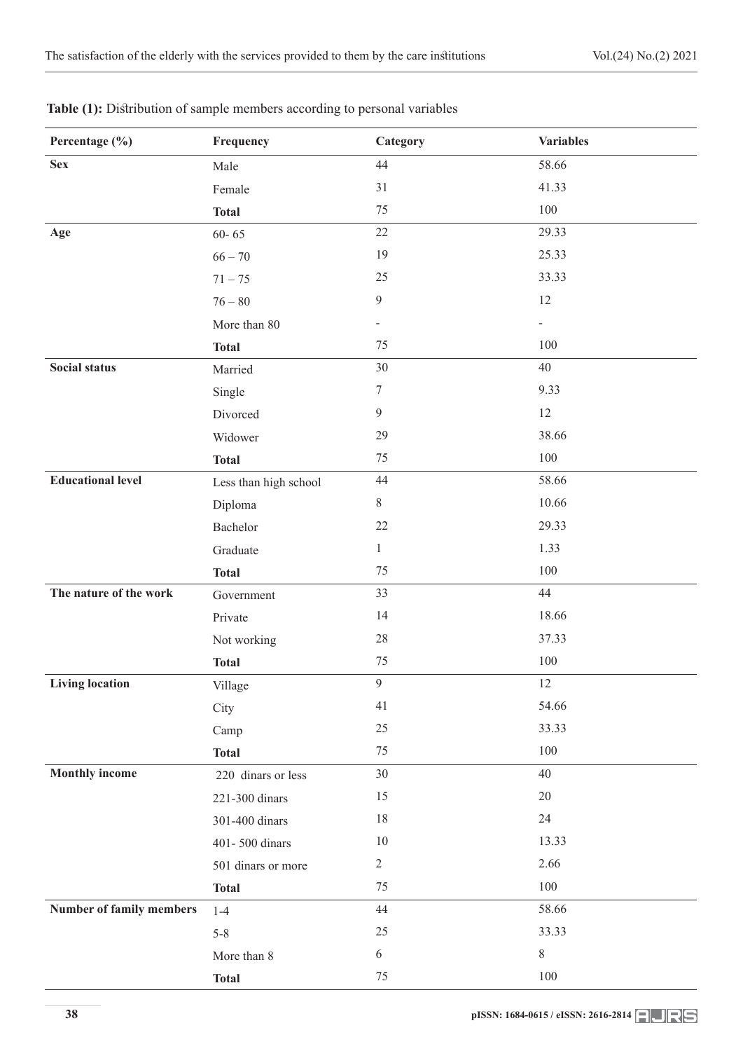**Table (1):** Distribution of sample members according to personal variables

| Percentage (%) | Frequency | Category | Variables |
|---|---|---|---|
| **Sex** | Male | 44 | 58.66 |
| | Female | 31 | 41.33 |
| | **Total** | 75 | 100 |
| **Age** | 60- 65 | 22 | 29.33 |
| | 66 – 70 | 19 | 25.33 |
| | 71 – 75 | 25 | 33.33 |
| | 76 – 80 | 9 | 12 |
| | More than 80 | - | - |
| | **Total** | 75 | 100 |
| **Social status** | Married | 30 | 40 |
| | Single | 7 | 9.33 |
| | Divorced | 9 | 12 |
| | Widower | 29 | 38.66 |
| | **Total** | 75 | 100 |
| **Educational level** | Less than high school | 44 | 58.66 |
| | Diploma | 8 | 10.66 |
| | Bachelor | 22 | 29.33 |
| | Graduate | 1 | 1.33 |
| | **Total** | 75 | 100 |
| **The nature of the work** | Government | 33 | 44 |
| | Private | 14 | 18.66 |
| | Not working | 28 | 37.33 |
| | **Total** | 75 | 100 |
| **Living location** | Village | 9 | 12 |
| | City | 41 | 54.66 |
| | Camp | 25 | 33.33 |
| | **Total** | 75 | 100 |
| **Monthly income** | 220 dinars or less | 30 | 40 |
| | 221-300 dinars | 15 | 20 |
| | 301-400 dinars | 18 | 24 |
| | 401- 500 dinars | 10 | 13.33 |
| | 501 dinars or more | 2 | 2.66 |
| | **Total** | 75 | 100 |
| **Number of family members** | 1-4 | 44 | 58.66 |
| | 5-8 | 25 | 33.33 |
| | More than 8 | 6 | 8 |
| | **Total** | 75 | 100 |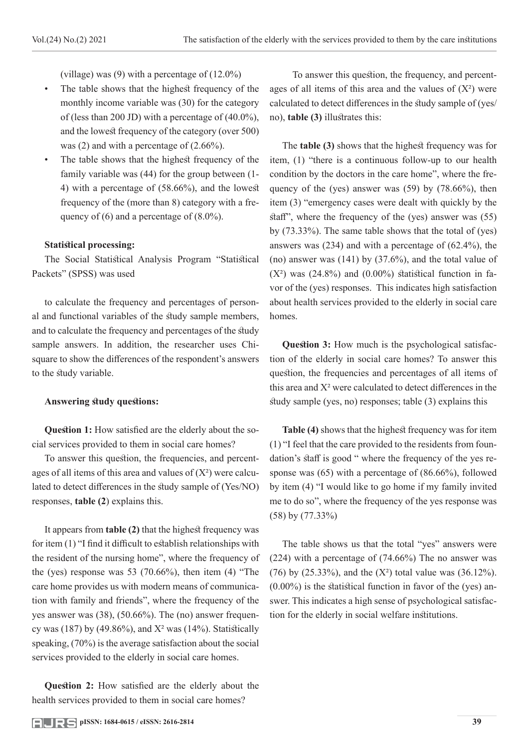(village) was (9) with a percentage of (12.0%)

- The table shows that the highest frequency of the monthly income variable was (30) for the category of (less than 200 JD) with a percentage of (40.0%), and the lowest frequency of the category (over 500) was (2) and with a percentage of (2.66%).
- The table shows that the highest frequency of the family variable was (44) for the group between (1-4) with a percentage of (58.66%), and the lowest frequency of the (more than 8) category with a frequency of (6) and a percentage of (8.0%).

**Statistical processing:**

The Social Statistical Analysis Program "Statistical Packets" (SPSS) was used

to calculate the frequency and percentages of personal and functional variables of the study sample members, and to calculate the frequency and percentages of the study sample answers. In addition, the researcher uses Chi-square to show the differences of the respondent's answers to the study variable.

**Answering study questions:**

**Question 1:** How satisfied are the elderly about the social services provided to them in social care homes?

To answer this question, the frequencies, and percentages of all items of this area and values of ($X^2$) were calculated to detect differences in the study sample of (Yes/NO) responses, **table (2**) explains this.

It appears from **table (2)** that the highest frequency was for item (1) "I find it difficult to establish relationships with the resident of the nursing home", where the frequency of the (yes) response was 53 (70.66%), then item (4) "The care home provides us with modern means of communication with family and friends", where the frequency of the yes answer was (38), (50.66%). The (no) answer frequency was (187) by (49.86%), and $X^2$ was (14%). Statistically speaking, (70%) is the average satisfaction about the social services provided to the elderly in social care homes.

**Question 2:** How satisfied are the elderly about the health services provided to them in social care homes?

To answer this question, the frequency, and percentages of all items of this area and the values of ($X^2$) were calculated to detect differences in the study sample of (yes/no), **table (3)** illustrates this:

The **table (3)** shows that the highest frequency was for item, (1) "there is a continuous follow-up to our health condition by the doctors in the care home", where the frequency of the (yes) answer was (59) by (78.66%), then item (3) "emergency cases were dealt with quickly by the staff", where the frequency of the (yes) answer was (55) by (73.33%). The same table shows that the total of (yes) answers was (234) and with a percentage of (62.4%), the (no) answer was (141) by (37.6%), and the total value of ($X^2$) was (24.8%) and (0.00%) statistical function in favor of the (yes) responses. This indicates high satisfaction about health services provided to the elderly in social care homes.

**Question 3:** How much is the psychological satisfaction of the elderly in social care homes? To answer this question, the frequencies and percentages of all items of this area and $X^2$ were calculated to detect differences in the study sample (yes, no) responses; table (3) explains this

**Table (4)** shows that the highest frequency was for item (1) "I feel that the care provided to the residents from foundation's staff is good " where the frequency of the yes response was (65) with a percentage of (86.66%), followed by item (4) "I would like to go home if my family invited me to do so", where the frequency of the yes response was (58) by (77.33%)

The table shows us that the total "yes" answers were (224) with a percentage of (74.66%) The no answer was (76) by (25.33%), and the ($X^2$) total value was (36.12%). (0.00%) is the statistical function in favor of the (yes) answer. This indicates a high sense of psychological satisfaction for the elderly in social welfare institutions.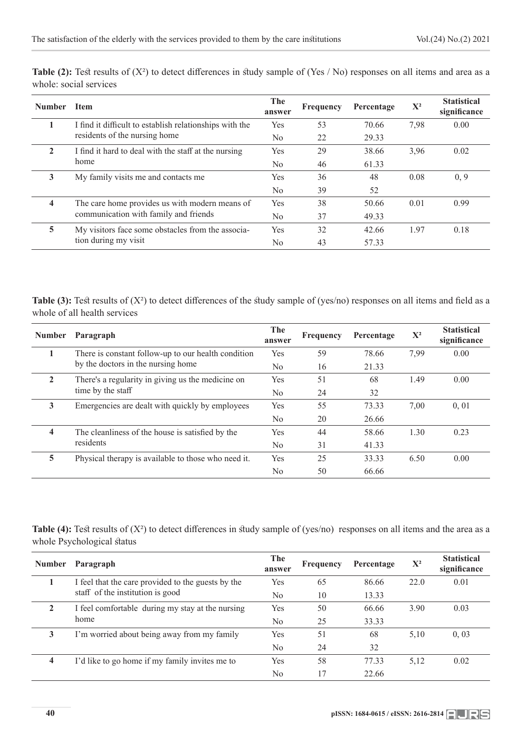**Table (2):** Test results of ($X^2$) to detect differences in study sample of (Yes / No) responses on all items and area as a whole: social services

| Number | Item | The answer | Frequency | Percentage | $X^2$ | Statistical significance |
|---|---|---|---|---|---|---|
| 1 | I find it difficult to establish relationships with the residents of the nursing home | Yes | 53 | 70.66 | 7,98 | 0.00 |
| | | No | 22 | 29.33 | | |
| 2 | I find it hard to deal with the staff at the nursing home | Yes | 29 | 38.66 | 3,96 | 0.02 |
| | | No | 46 | 61.33 | | |
| 3 | My family visits me and contacts me | Yes | 36 | 48 | 0.08 | 0, 9 |
| | | No | 39 | 52 | | |
| 4 | The care home provides us with modern means of communication with family and friends | Yes | 38 | 50.66 | 0.01 | 0.99 |
| | | No | 37 | 49.33 | | |
| 5 | My visitors face some obstacles from the association during my visit | Yes | 32 | 42.66 | 1.97 | 0.18 |
| | | No | 43 | 57.33 | | |

**Table (3):** Test results of ($X^2$) to detect differences of the study sample of (yes/no) responses on all items and field as a whole of all health services

| Number | Paragraph | The answer | Frequency | Percentage | $X^2$ | Statistical significance |
|---|---|---|---|---|---|---|
| 1 | There is constant follow-up to our health condition by the doctors in the nursing home | Yes | 59 | 78.66 | 7,99 | 0.00 |
| | | No | 16 | 21.33 | | |
| 2 | There's a regularity in giving us the medicine on time by the staff | Yes | 51 | 68 | 1.49 | 0.00 |
| | | No | 24 | 32 | | |
| 3 | Emergencies are dealt with quickly by employees | Yes | 55 | 73.33 | 7,00 | 0, 01 |
| | | No | 20 | 26.66 | | |
| 4 | The cleanliness of the house is satisfied by the residents | Yes | 44 | 58.66 | 1.30 | 0.23 |
| | | No | 31 | 41.33 | | |
| 5 | Physical therapy is available to those who need it. | Yes | 25 | 33.33 | 6.50 | 0.00 |
| | | No | 50 | 66.66 | | |

**Table (4):** Test results of ($X^2$) to detect differences in study sample of (yes/no) responses on all items and the area as a whole Psychological status

| Number | Paragraph | The answer | Frequency | Percentage | $X^2$ | Statistical significance |
|---|---|---|---|---|---|---|
| 1 | I feel that the care provided to the guests by the staff of the institution is good | Yes | 65 | 86.66 | 22.0 | 0.01 |
| | | No | 10 | 13.33 | | |
| 2 | I feel comfortable during my stay at the nursing home | Yes | 50 | 66.66 | 3.90 | 0.03 |
| | | No | 25 | 33.33 | | |
| 3 | I'm worried about being away from my family | Yes | 51 | 68 | 5,10 | 0, 03 |
| | | No | 24 | 32 | | |
| 4 | I'd like to go home if my family invites me to | Yes | 58 | 77.33 | 5,12 | 0.02 |
| | | No | 17 | 22.66 | | |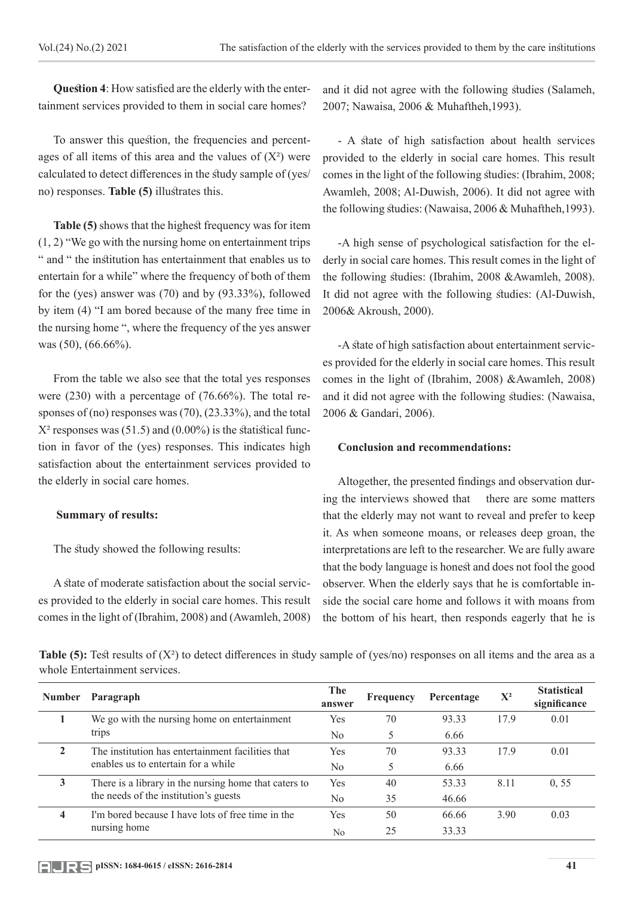**Question 4**: How satisfied are the elderly with the entertainment services provided to them in social care homes?

To answer this question, the frequencies and percentages of all items of this area and the values of ($X^2$) were calculated to detect differences in the study sample of (yes/no) responses. **Table (5)** illustrates this.

**Table (5)** shows that the highest frequency was for item (1, 2) "We go with the nursing home on entertainment trips " and " the institution has entertainment that enables us to entertain for a while" where the frequency of both of them for the (yes) answer was (70) and by (93.33%), followed by item (4) "I am bored because of the many free time in the nursing home ", where the frequency of the yes answer was (50), (66.66%).

From the table we also see that the total yes responses were (230) with a percentage of (76.66%). The total responses of (no) responses was (70), (23.33%), and the total $X^2$ responses was (51.5) and (0.00%) is the statistical function in favor of the (yes) responses. This indicates high satisfaction about the entertainment services provided to the elderly in social care homes.

**Summary of results:**

The study showed the following results:

A state of moderate satisfaction about the social services provided to the elderly in social care homes. This result comes in the light of (Ibrahim, 2008) and (Awamleh, 2008) and it did not agree with the following studies (Salameh, 2007; Nawaisa, 2006 & Muhaftheh,1993).

- A state of high satisfaction about health services provided to the elderly in social care homes. This result comes in the light of the following studies: (Ibrahim, 2008; Awamleh, 2008; Al-Duwish, 2006). It did not agree with the following studies: (Nawaisa, 2006 & Muhaftheh,1993).

-A high sense of psychological satisfaction for the elderly in social care homes. This result comes in the light of the following studies: (Ibrahim, 2008 &Awamleh, 2008). It did not agree with the following studies: (Al-Duwish, 2006& Akroush, 2000).

-A state of high satisfaction about entertainment services provided for the elderly in social care homes. This result comes in the light of (Ibrahim, 2008) &Awamleh, 2008) and it did not agree with the following studies: (Nawaisa, 2006 & Gandari, 2006).

**Conclusion and recommendations:**

Altogether, the presented findings and observation during the interviews showed that there are some matters that the elderly may not want to reveal and prefer to keep it. As when someone moans, or releases deep groan, the interpretations are left to the researcher. We are fully aware that the body language is honest and does not fool the good observer. When the elderly says that he is comfortable inside the social care home and follows it with moans from the bottom of his heart, then responds eagerly that he is

**Table (5):** Test results of ($X^2$) to detect differences in study sample of (yes/no) responses on all items and the area as a whole Entertainment services.

| Number | Paragraph | The answer | Frequency | Percentage | $X^2$ | Statistical significance |
|---|---|---|---|---|---|---|
| 1 | We go with the nursing home on entertainment trips | Yes | 70 | 93.33 | 17.9 | 0.01 |
| | | No | 5 | 6.66 | | |
| 2 | The institution has entertainment facilities that enables us to entertain for a while | Yes | 70 | 93.33 | 17.9 | 0.01 |
| | | No | 5 | 6.66 | | |
| 3 | There is a library in the nursing home that caters to the needs of the institution's guests | Yes | 40 | 53.33 | 8.11 | 0, 55 |
| | | No | 35 | 46.66 | | |
| 4 | I'm bored because I have lots of free time in the nursing home | Yes | 50 | 66.66 | 3.90 | 0.03 |
| | | No | 25 | 33.33 | | |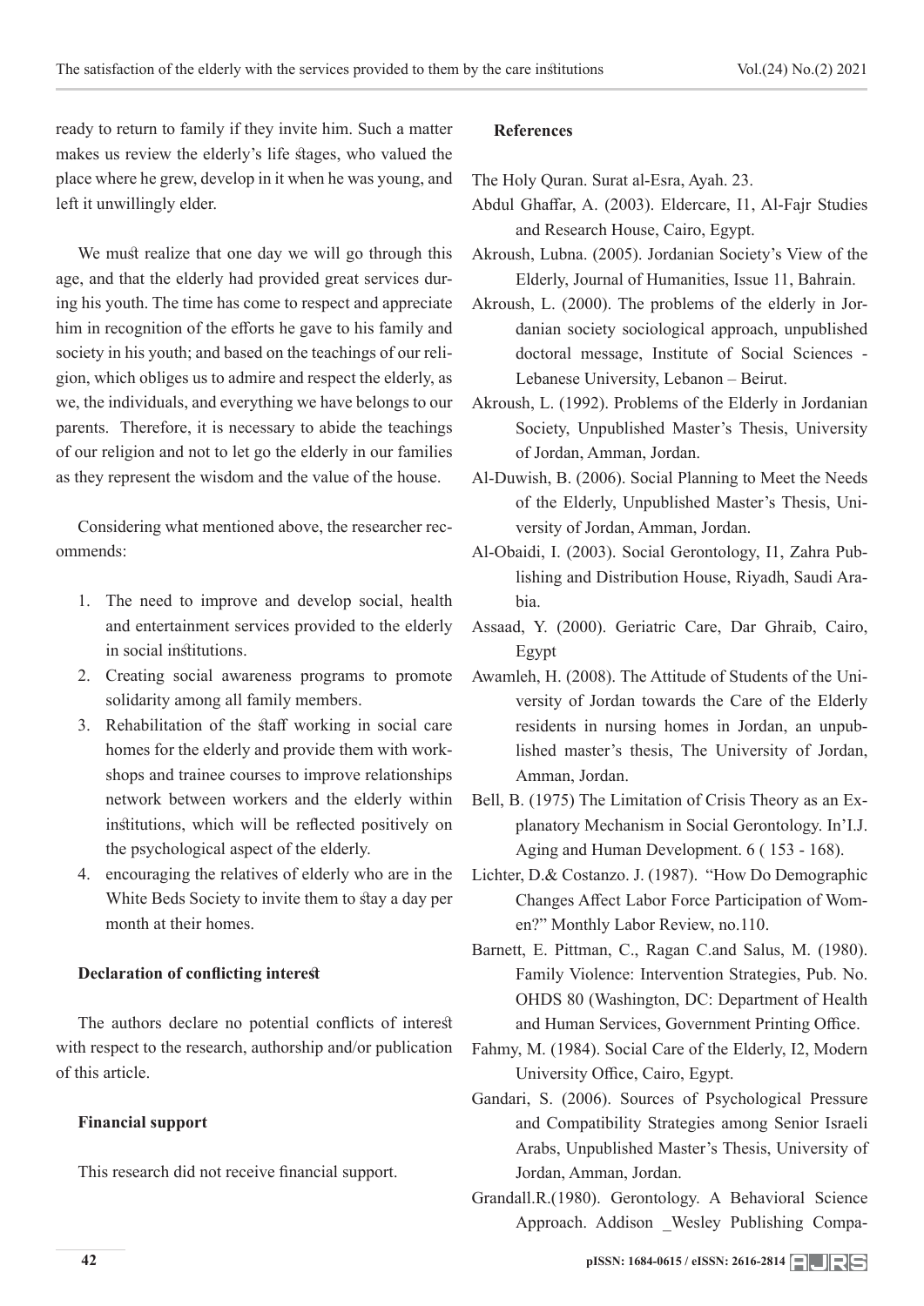ready to return to family if they invite him. Such a matter makes us review the elderly's life stages, who valued the place where he grew, develop in it when he was young, and left it unwillingly elder.

We must realize that one day we will go through this age, and that the elderly had provided great services during his youth. The time has come to respect and appreciate him in recognition of the efforts he gave to his family and society in his youth; and based on the teachings of our religion, which obliges us to admire and respect the elderly, as we, the individuals, and everything we have belongs to our parents. Therefore, it is necessary to abide the teachings of our religion and not to let go the elderly in our families as they represent the wisdom and the value of the house.

Considering what mentioned above, the researcher recommends:

1. The need to improve and develop social, health and entertainment services provided to the elderly in social institutions.
2. Creating social awareness programs to promote solidarity among all family members.
3. Rehabilitation of the staff working in social care homes for the elderly and provide them with workshops and trainee courses to improve relationships network between workers and the elderly within institutions, which will be reflected positively on the psychological aspect of the elderly.
4. encouraging the relatives of elderly who are in the White Beds Society to invite them to stay a day per month at their homes.

**Declaration of conflicting interest**

The authors declare no potential conflicts of interest with respect to the research, authorship and/or publication of this article.

**Financial support**

This research did not receive financial support.

**References**

The Holy Quran. Surat al-Esra, Ayah. 23.

Abdul Ghaffar, A. (2003). Eldercare, I1, Al-Fajr Studies and Research House, Cairo, Egypt.

Akroush, Lubna. (2005). Jordanian Society's View of the Elderly, Journal of Humanities, Issue 11, Bahrain.

Akroush, L. (2000). The problems of the elderly in Jordanian society sociological approach, unpublished doctoral message, Institute of Social Sciences - Lebanese University, Lebanon – Beirut.

Akroush, L. (1992). Problems of the Elderly in Jordanian Society, Unpublished Master's Thesis, University of Jordan, Amman, Jordan.

Al-Duwish, B. (2006). Social Planning to Meet the Needs of the Elderly, Unpublished Master's Thesis, University of Jordan, Amman, Jordan.

Al-Obaidi, I. (2003). Social Gerontology, I1, Zahra Publishing and Distribution House, Riyadh, Saudi Arabia.

Assaad, Y. (2000). Geriatric Care, Dar Ghraib, Cairo, Egypt

Awamleh, H. (2008). The Attitude of Students of the University of Jordan towards the Care of the Elderly residents in nursing homes in Jordan, an unpublished master's thesis, The University of Jordan, Amman, Jordan.

Bell, B. (1975) The Limitation of Crisis Theory as an Explanatory Mechanism in Social Gerontology. In'I.J. Aging and Human Development. 6 ( 153 - 168).

Lichter, D.& Costanzo. J. (1987). "How Do Demographic Changes Affect Labor Force Participation of Women?" Monthly Labor Review, no.110.

Barnett, E. Pittman, C., Ragan C.and Salus, M. (1980). Family Violence: Intervention Strategies, Pub. No. OHDS 80 (Washington, DC: Department of Health and Human Services, Government Printing Office.

Fahmy, M. (1984). Social Care of the Elderly, I2, Modern University Office, Cairo, Egypt.

Gandari, S. (2006). Sources of Psychological Pressure and Compatibility Strategies among Senior Israeli Arabs, Unpublished Master's Thesis, University of Jordan, Amman, Jordan.

Grandall.R.(1980). Gerontology. A Behavioral Science Approach. Addison _Wesley Publishing Compa-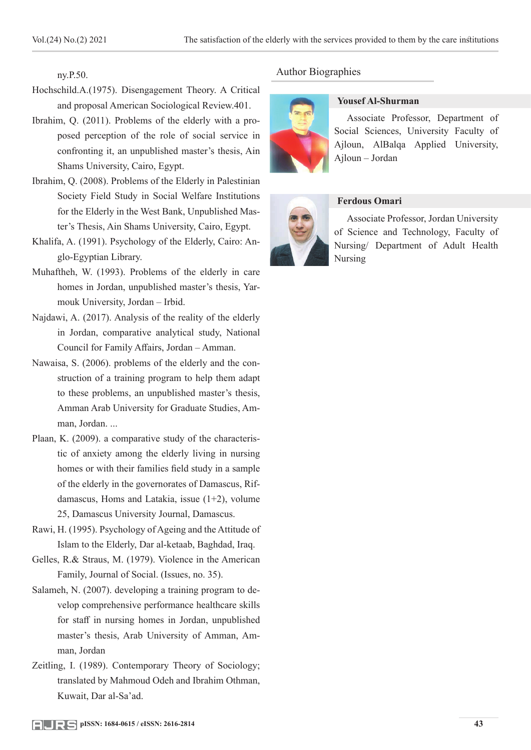ny.P.50.

Hochschild.A.(1975). Disengagement Theory. A Critical and proposal American Sociological Review.401.

Ibrahim, Q. (2011). Problems of the elderly with a proposed perception of the role of social service in confronting it, an unpublished master's thesis, Ain Shams University, Cairo, Egypt.

Ibrahim, Q. (2008). Problems of the Elderly in Palestinian Society Field Study in Social Welfare Institutions for the Elderly in the West Bank, Unpublished Master's Thesis, Ain Shams University, Cairo, Egypt.

Khalifa, A. (1991). Psychology of the Elderly, Cairo: Anglo-Egyptian Library.

Muhaftheh, W. (1993). Problems of the elderly in care homes in Jordan, unpublished master's thesis, Yarmouk University, Jordan – Irbid.

Najdawi, A. (2017). Analysis of the reality of the elderly in Jordan, comparative analytical study, National Council for Family Affairs, Jordan – Amman.

Nawaisa, S. (2006). problems of the elderly and the construction of a training program to help them adapt to these problems, an unpublished master's thesis, Amman Arab University for Graduate Studies, Amman, Jordan. ...

Plaan, K. (2009). a comparative study of the characteristic of anxiety among the elderly living in nursing homes or with their families field study in a sample of the elderly in the governorates of Damascus, Rifdamascus, Homs and Latakia, issue (1+2), volume 25, Damascus University Journal, Damascus.

Rawi, H. (1995). Psychology of Ageing and the Attitude of Islam to the Elderly, Dar al-ketaab, Baghdad, Iraq.

Gelles, R.& Straus, M. (1979). Violence in the American Family, Journal of Social. (Issues, no. 35).

Salameh, N. (2007). developing a training program to develop comprehensive performance healthcare skills for staff in nursing homes in Jordan, unpublished master's thesis, Arab University of Amman, Amman, Jordan

Zeitling, I. (1989). Contemporary Theory of Sociology; translated by Mahmoud Odeh and Ibrahim Othman, Kuwait, Dar al-Sa'ad.

## Author Biographies

**Yousef Al-Shurman**

Associate Professor, Department of Social Sciences, University Faculty of Ajloun, AlBalqa Applied University, Ajloun – Jordan

**Ferdous Omari**

Associate Professor, Jordan University of Science and Technology, Faculty of Nursing/ Department of Adult Health Nursing